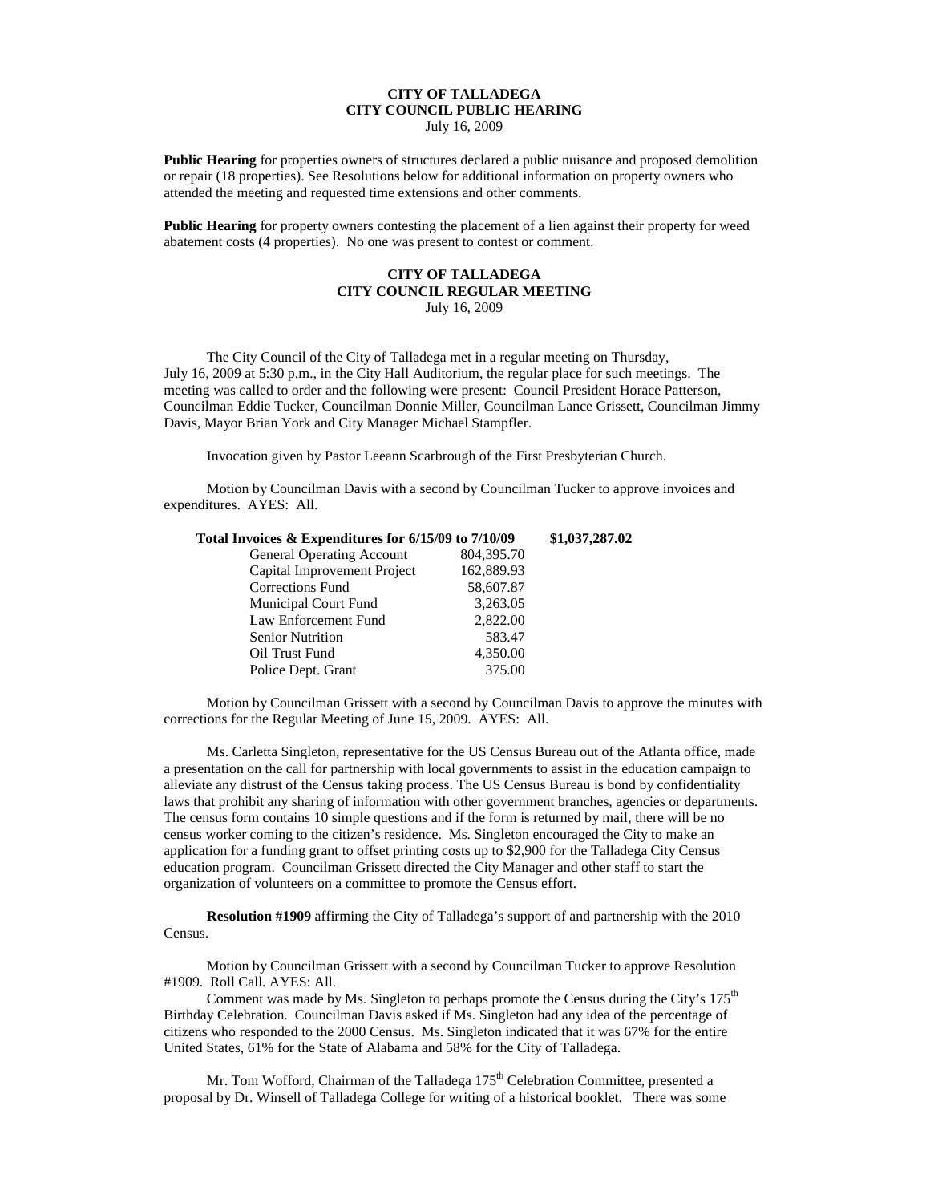**CITY OF TALLADEGA**
**CITY COUNCIL PUBLIC HEARING**
July 16, 2009

**Public Hearing** for properties owners of structures declared a public nuisance and proposed demolition or repair (18 properties). See Resolutions below for additional information on property owners who attended the meeting and requested time extensions and other comments.

**Public Hearing** for property owners contesting the placement of a lien against their property for weed abatement costs (4 properties). No one was present to contest or comment.

**CITY OF TALLADEGA**
**CITY COUNCIL REGULAR MEETING**
July 16, 2009

The City Council of the City of Talladega met in a regular meeting on Thursday, July 16, 2009 at 5:30 p.m., in the City Hall Auditorium, the regular place for such meetings. The meeting was called to order and the following were present: Council President Horace Patterson, Councilman Eddie Tucker, Councilman Donnie Miller, Councilman Lance Grissett, Councilman Jimmy Davis, Mayor Brian York and City Manager Michael Stampfler.

Invocation given by Pastor Leeann Scarbrough of the First Presbyterian Church.

Motion by Councilman Davis with a second by Councilman Tucker to approve invoices and expenditures. AYES: All.

| **Total Invoices & Expenditures for 6/15/09 to 7/10/09** | | **$1,037,287.02** |
|---|---|---|
| General Operating Account | 804,395.70 | |
| Capital Improvement Project | 162,889.93 | |
| Corrections Fund | 58,607.87 | |
| Municipal Court Fund | 3,263.05 | |
| Law Enforcement Fund | 2,822.00 | |
| Senior Nutrition | 583.47 | |
| Oil Trust Fund | 4,350.00 | |
| Police Dept. Grant | 375.00 | |

Motion by Councilman Grissett with a second by Councilman Davis to approve the minutes with corrections for the Regular Meeting of June 15, 2009. AYES: All.

Ms. Carletta Singleton, representative for the US Census Bureau out of the Atlanta office, made a presentation on the call for partnership with local governments to assist in the education campaign to alleviate any distrust of the Census taking process. The US Census Bureau is bond by confidentiality laws that prohibit any sharing of information with other government branches, agencies or departments. The census form contains 10 simple questions and if the form is returned by mail, there will be no census worker coming to the citizen's residence. Ms. Singleton encouraged the City to make an application for a funding grant to offset printing costs up to $2,900 for the Talladega City Census education program. Councilman Grissett directed the City Manager and other staff to start the organization of volunteers on a committee to promote the Census effort.

**Resolution #1909** affirming the City of Talladega's support of and partnership with the 2010 Census.

Motion by Councilman Grissett with a second by Councilman Tucker to approve Resolution #1909. Roll Call. AYES: All.

Comment was made by Ms. Singleton to perhaps promote the Census during the City's 175th Birthday Celebration. Councilman Davis asked if Ms. Singleton had any idea of the percentage of citizens who responded to the 2000 Census. Ms. Singleton indicated that it was 67% for the entire United States, 61% for the State of Alabama and 58% for the City of Talladega.

Mr. Tom Wofford, Chairman of the Talladega 175th Celebration Committee, presented a proposal by Dr. Winsell of Talladega College for writing of a historical booklet. There was some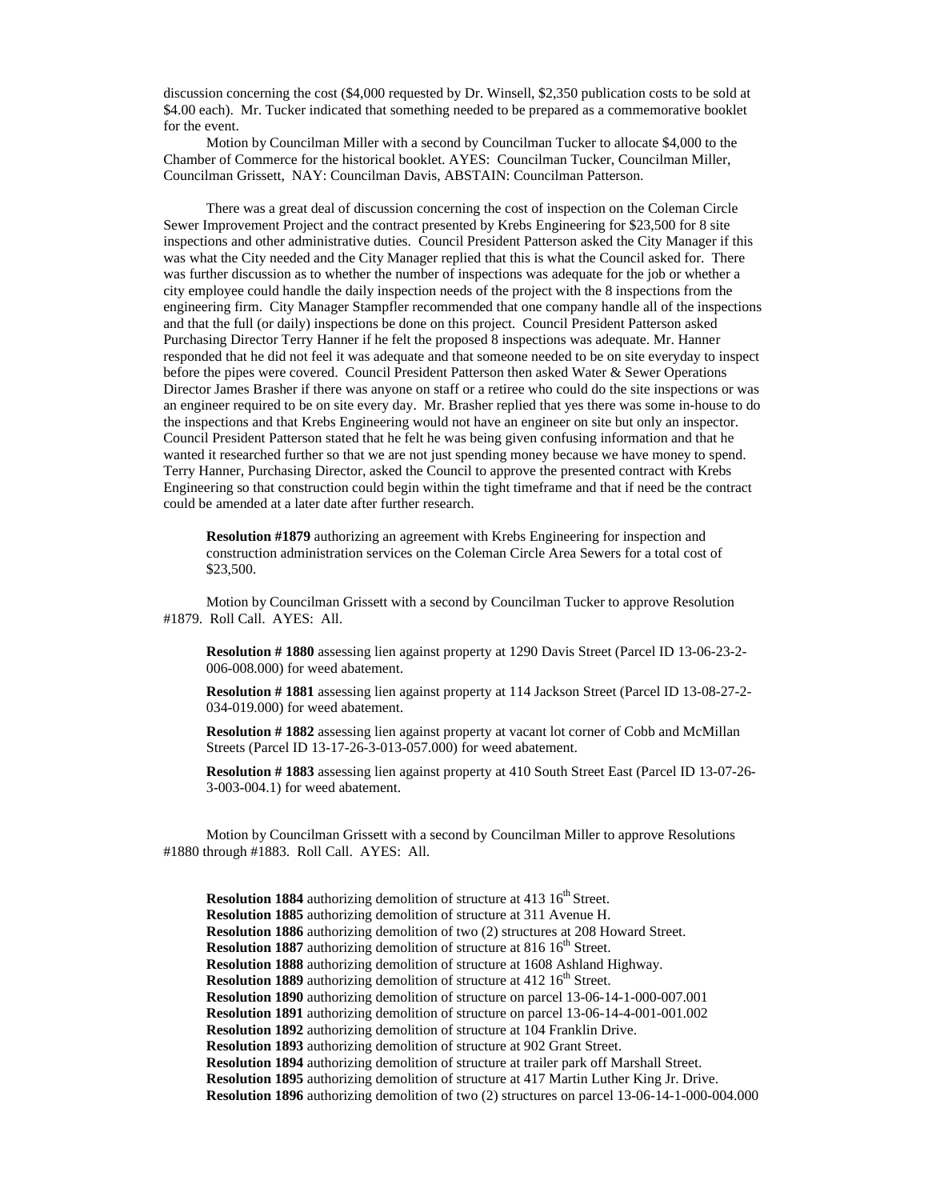discussion concerning the cost ($4,000 requested by Dr. Winsell, $2,350 publication costs to be sold at $4.00 each). Mr. Tucker indicated that something needed to be prepared as a commemorative booklet for the event.

Motion by Councilman Miller with a second by Councilman Tucker to allocate $4,000 to the Chamber of Commerce for the historical booklet. AYES: Councilman Tucker, Councilman Miller, Councilman Grissett, NAY: Councilman Davis, ABSTAIN: Councilman Patterson.

There was a great deal of discussion concerning the cost of inspection on the Coleman Circle Sewer Improvement Project and the contract presented by Krebs Engineering for $23,500 for 8 site inspections and other administrative duties. Council President Patterson asked the City Manager if this was what the City needed and the City Manager replied that this is what the Council asked for. There was further discussion as to whether the number of inspections was adequate for the job or whether a city employee could handle the daily inspection needs of the project with the 8 inspections from the engineering firm. City Manager Stampfler recommended that one company handle all of the inspections and that the full (or daily) inspections be done on this project. Council President Patterson asked Purchasing Director Terry Hanner if he felt the proposed 8 inspections was adequate. Mr. Hanner responded that he did not feel it was adequate and that someone needed to be on site everyday to inspect before the pipes were covered. Council President Patterson then asked Water & Sewer Operations Director James Brasher if there was anyone on staff or a retiree who could do the site inspections or was an engineer required to be on site every day. Mr. Brasher replied that yes there was some in-house to do the inspections and that Krebs Engineering would not have an engineer on site but only an inspector. Council President Patterson stated that he felt he was being given confusing information and that he wanted it researched further so that we are not just spending money because we have money to spend. Terry Hanner, Purchasing Director, asked the Council to approve the presented contract with Krebs Engineering so that construction could begin within the tight timeframe and that if need be the contract could be amended at a later date after further research.

**Resolution #1879** authorizing an agreement with Krebs Engineering for inspection and construction administration services on the Coleman Circle Area Sewers for a total cost of $23,500.

Motion by Councilman Grissett with a second by Councilman Tucker to approve Resolution #1879. Roll Call. AYES: All.

**Resolution # 1880** assessing lien against property at 1290 Davis Street (Parcel ID 13-06-23-2-006-008.000) for weed abatement.

**Resolution # 1881** assessing lien against property at 114 Jackson Street (Parcel ID 13-08-27-2-034-019.000) for weed abatement.

**Resolution # 1882** assessing lien against property at vacant lot corner of Cobb and McMillan Streets (Parcel ID 13-17-26-3-013-057.000) for weed abatement.

**Resolution # 1883** assessing lien against property at 410 South Street East (Parcel ID 13-07-26-3-003-004.1) for weed abatement.

Motion by Councilman Grissett with a second by Councilman Miller to approve Resolutions #1880 through #1883. Roll Call. AYES: All.

**Resolution 1884** authorizing demolition of structure at 413 16th Street.
**Resolution 1885** authorizing demolition of structure at 311 Avenue H.
**Resolution 1886** authorizing demolition of two (2) structures at 208 Howard Street.
**Resolution 1887** authorizing demolition of structure at 816 16th Street.
**Resolution 1888** authorizing demolition of structure at 1608 Ashland Highway.
**Resolution 1889** authorizing demolition of structure at 412 16th Street.
**Resolution 1890** authorizing demolition of structure on parcel 13-06-14-1-000-007.001
**Resolution 1891** authorizing demolition of structure on parcel 13-06-14-4-001-001.002
**Resolution 1892** authorizing demolition of structure at 104 Franklin Drive.
**Resolution 1893** authorizing demolition of structure at 902 Grant Street.
**Resolution 1894** authorizing demolition of structure at trailer park off Marshall Street.
**Resolution 1895** authorizing demolition of structure at 417 Martin Luther King Jr. Drive.
**Resolution 1896** authorizing demolition of two (2) structures on parcel 13-06-14-1-000-004.000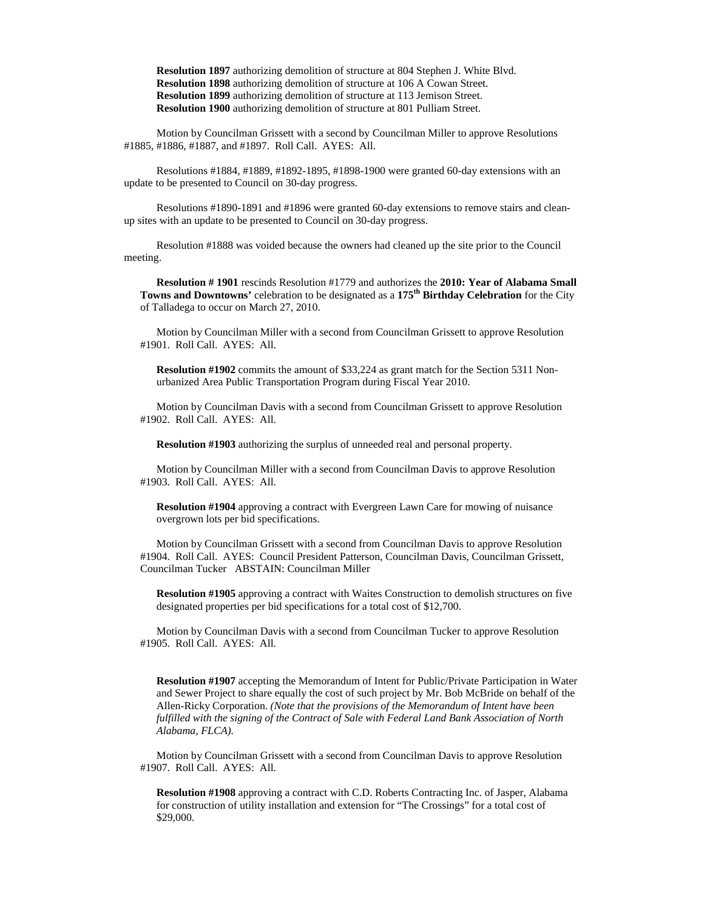**Resolution 1897** authorizing demolition of structure at 804 Stephen J. White Blvd.
**Resolution 1898** authorizing demolition of structure at 106 A Cowan Street.
**Resolution 1899** authorizing demolition of structure at 113 Jemison Street.
**Resolution 1900** authorizing demolition of structure at 801 Pulliam Street.

Motion by Councilman Grissett with a second by Councilman Miller to approve Resolutions #1885, #1886, #1887, and #1897. Roll Call. AYES: All.

Resolutions #1884, #1889, #1892-1895, #1898-1900 were granted 60-day extensions with an update to be presented to Council on 30-day progress.

Resolutions #1890-1891 and #1896 were granted 60-day extensions to remove stairs and clean-up sites with an update to be presented to Council on 30-day progress.

Resolution #1888 was voided because the owners had cleaned up the site prior to the Council meeting.

**Resolution # 1901** rescinds Resolution #1779 and authorizes the **2010: Year of Alabama Small Towns and Downtowns'** celebration to be designated as a **175th Birthday Celebration** for the City of Talladega to occur on March 27, 2010.

Motion by Councilman Miller with a second from Councilman Grissett to approve Resolution #1901. Roll Call. AYES: All.

**Resolution #1902** commits the amount of $33,224 as grant match for the Section 5311 Non-urbanized Area Public Transportation Program during Fiscal Year 2010.

Motion by Councilman Davis with a second from Councilman Grissett to approve Resolution #1902. Roll Call. AYES: All.

**Resolution #1903** authorizing the surplus of unneeded real and personal property.

Motion by Councilman Miller with a second from Councilman Davis to approve Resolution #1903. Roll Call. AYES: All.

**Resolution #1904** approving a contract with Evergreen Lawn Care for mowing of nuisance overgrown lots per bid specifications.

Motion by Councilman Grissett with a second from Councilman Davis to approve Resolution #1904. Roll Call. AYES: Council President Patterson, Councilman Davis, Councilman Grissett, Councilman Tucker ABSTAIN: Councilman Miller

**Resolution #1905** approving a contract with Waites Construction to demolish structures on five designated properties per bid specifications for a total cost of $12,700.

Motion by Councilman Davis with a second from Councilman Tucker to approve Resolution #1905. Roll Call. AYES: All.

**Resolution #1907** accepting the Memorandum of Intent for Public/Private Participation in Water and Sewer Project to share equally the cost of such project by Mr. Bob McBride on behalf of the Allen-Ricky Corporation. *(Note that the provisions of the Memorandum of Intent have been fulfilled with the signing of the Contract of Sale with Federal Land Bank Association of North Alabama, FLCA).*

Motion by Councilman Grissett with a second from Councilman Davis to approve Resolution #1907. Roll Call. AYES: All.

**Resolution #1908** approving a contract with C.D. Roberts Contracting Inc. of Jasper, Alabama for construction of utility installation and extension for "The Crossings" for a total cost of $29,000.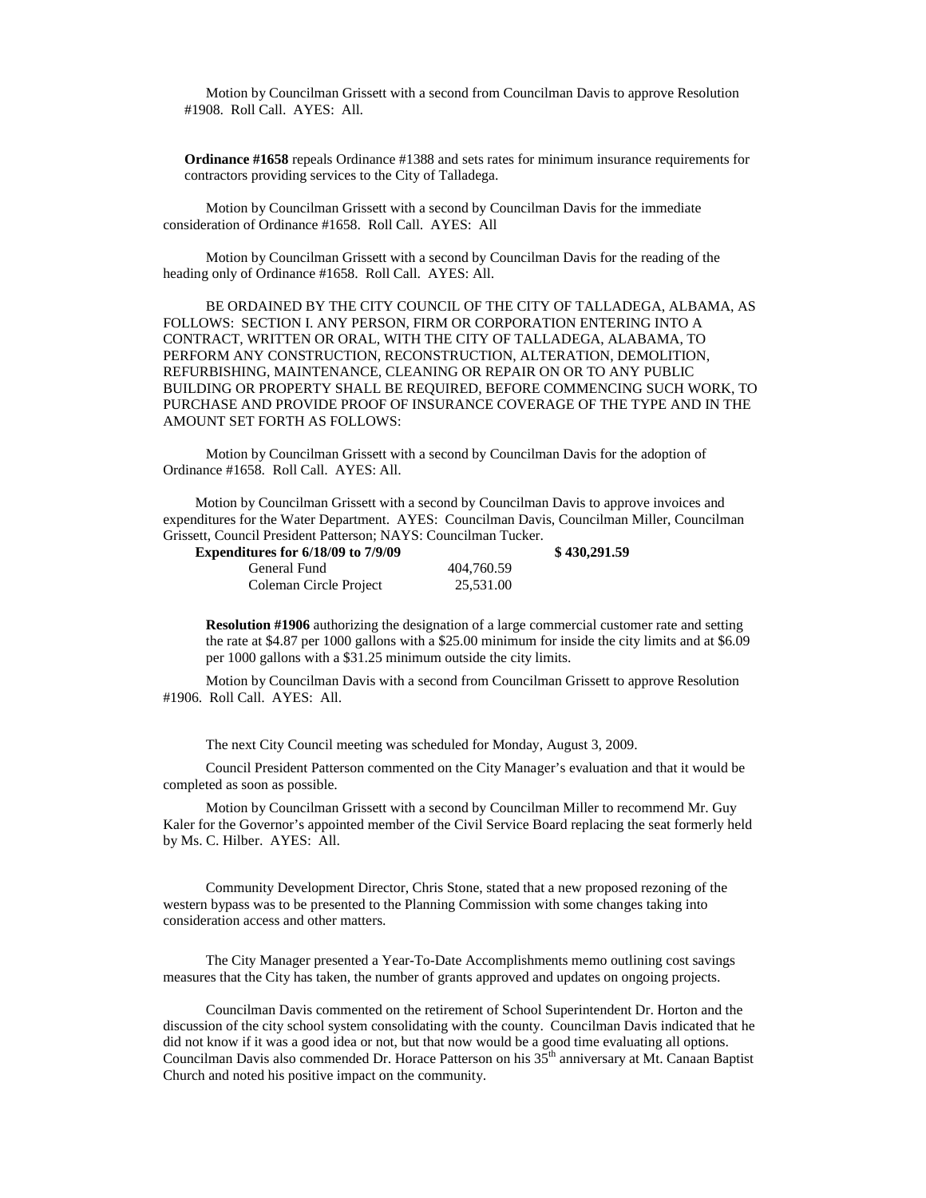Motion by Councilman Grissett with a second from Councilman Davis to approve Resolution #1908. Roll Call. AYES: All.

**Ordinance #1658** repeals Ordinance #1388 and sets rates for minimum insurance requirements for contractors providing services to the City of Talladega.

Motion by Councilman Grissett with a second by Councilman Davis for the immediate consideration of Ordinance #1658. Roll Call. AYES: All

Motion by Councilman Grissett with a second by Councilman Davis for the reading of the heading only of Ordinance #1658. Roll Call. AYES: All.

BE ORDAINED BY THE CITY COUNCIL OF THE CITY OF TALLADEGA, ALBAMA, AS FOLLOWS: SECTION I. ANY PERSON, FIRM OR CORPORATION ENTERING INTO A CONTRACT, WRITTEN OR ORAL, WITH THE CITY OF TALLADEGA, ALABAMA, TO PERFORM ANY CONSTRUCTION, RECONSTRUCTION, ALTERATION, DEMOLITION, REFURBISHING, MAINTENANCE, CLEANING OR REPAIR ON OR TO ANY PUBLIC BUILDING OR PROPERTY SHALL BE REQUIRED, BEFORE COMMENCING SUCH WORK, TO PURCHASE AND PROVIDE PROOF OF INSURANCE COVERAGE OF THE TYPE AND IN THE AMOUNT SET FORTH AS FOLLOWS:

Motion by Councilman Grissett with a second by Councilman Davis for the adoption of Ordinance #1658. Roll Call. AYES: All.

Motion by Councilman Grissett with a second by Councilman Davis to approve invoices and expenditures for the Water Department. AYES: Councilman Davis, Councilman Miller, Councilman Grissett, Council President Patterson; NAYS: Councilman Tucker.

| **Expenditures for 6/18/09 to 7/9/09** | | **$ 430,291.59** |
|---|---|---|
| General Fund | 404,760.59 | |
| Coleman Circle Project | 25,531.00 | |

**Resolution #1906** authorizing the designation of a large commercial customer rate and setting the rate at $4.87 per 1000 gallons with a $25.00 minimum for inside the city limits and at $6.09 per 1000 gallons with a $31.25 minimum outside the city limits.

Motion by Councilman Davis with a second from Councilman Grissett to approve Resolution #1906. Roll Call. AYES: All.

The next City Council meeting was scheduled for Monday, August 3, 2009.

Council President Patterson commented on the City Manager's evaluation and that it would be completed as soon as possible.

Motion by Councilman Grissett with a second by Councilman Miller to recommend Mr. Guy Kaler for the Governor's appointed member of the Civil Service Board replacing the seat formerly held by Ms. C. Hilber. AYES: All.

Community Development Director, Chris Stone, stated that a new proposed rezoning of the western bypass was to be presented to the Planning Commission with some changes taking into consideration access and other matters.

The City Manager presented a Year-To-Date Accomplishments memo outlining cost savings measures that the City has taken, the number of grants approved and updates on ongoing projects.

Councilman Davis commented on the retirement of School Superintendent Dr. Horton and the discussion of the city school system consolidating with the county. Councilman Davis indicated that he did not know if it was a good idea or not, but that now would be a good time evaluating all options. Councilman Davis also commended Dr. Horace Patterson on his 35th anniversary at Mt. Canaan Baptist Church and noted his positive impact on the community.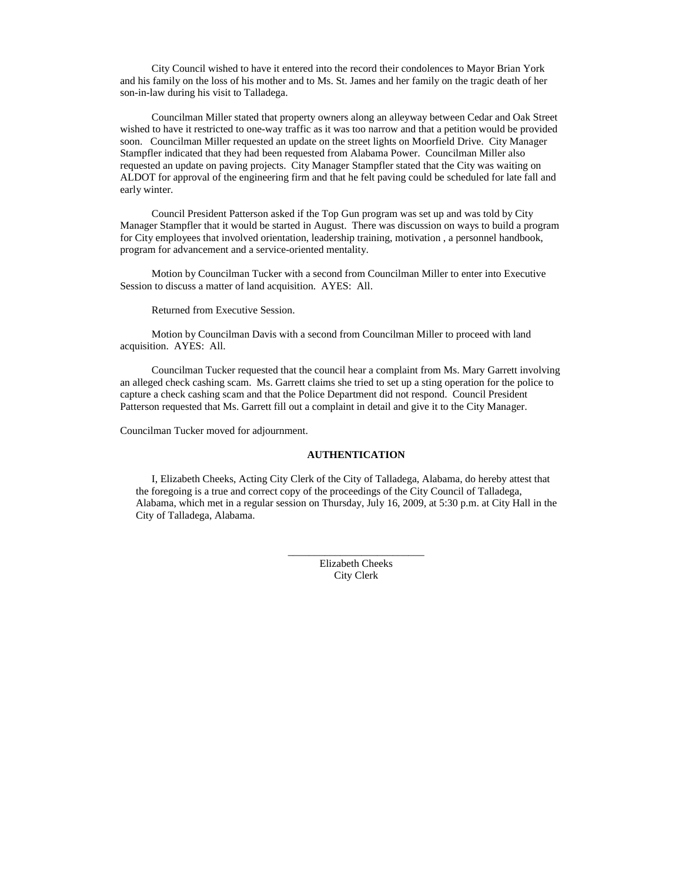City Council wished to have it entered into the record their condolences to Mayor Brian York and his family on the loss of his mother and to Ms. St. James and her family on the tragic death of her son-in-law during his visit to Talladega.

Councilman Miller stated that property owners along an alleyway between Cedar and Oak Street wished to have it restricted to one-way traffic as it was too narrow and that a petition would be provided soon. Councilman Miller requested an update on the street lights on Moorfield Drive. City Manager Stampfler indicated that they had been requested from Alabama Power. Councilman Miller also requested an update on paving projects. City Manager Stampfler stated that the City was waiting on ALDOT for approval of the engineering firm and that he felt paving could be scheduled for late fall and early winter.

Council President Patterson asked if the Top Gun program was set up and was told by City Manager Stampfler that it would be started in August. There was discussion on ways to build a program for City employees that involved orientation, leadership training, motivation , a personnel handbook, program for advancement and a service-oriented mentality.

Motion by Councilman Tucker with a second from Councilman Miller to enter into Executive Session to discuss a matter of land acquisition. AYES: All.

Returned from Executive Session.

Motion by Councilman Davis with a second from Councilman Miller to proceed with land acquisition. AYES: All.

Councilman Tucker requested that the council hear a complaint from Ms. Mary Garrett involving an alleged check cashing scam. Ms. Garrett claims she tried to set up a sting operation for the police to capture a check cashing scam and that the Police Department did not respond. Council President Patterson requested that Ms. Garrett fill out a complaint in detail and give it to the City Manager.

Councilman Tucker moved for adjournment.

**AUTHENTICATION**

I, Elizabeth Cheeks, Acting City Clerk of the City of Talladega, Alabama, do hereby attest that the foregoing is a true and correct copy of the proceedings of the City Council of Talladega, Alabama, which met in a regular session on Thursday, July 16, 2009, at 5:30 p.m. at City Hall in the City of Talladega, Alabama.

\_\_\_\_\_\_\_\_\_\_\_\_\_\_\_\_\_\_\_\_\_\_\_\_\_\_

Elizabeth Cheeks
City Clerk